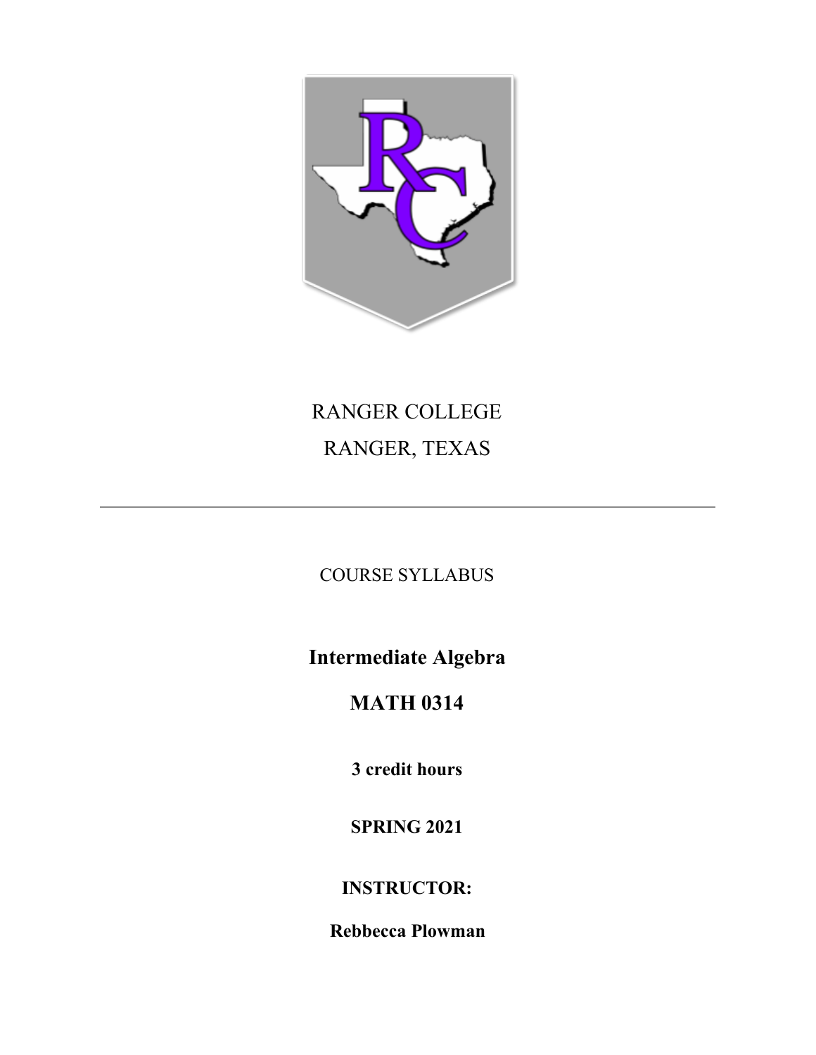RANGER COLLEGE

RANGER, TEXAS

---

COURSE SYLLABUS

# Intermediate Algebra

# MATH 0314

**3 credit hours**

**SPRING 2021**

**INSTRUCTOR:**

**Rebbecca Plowman**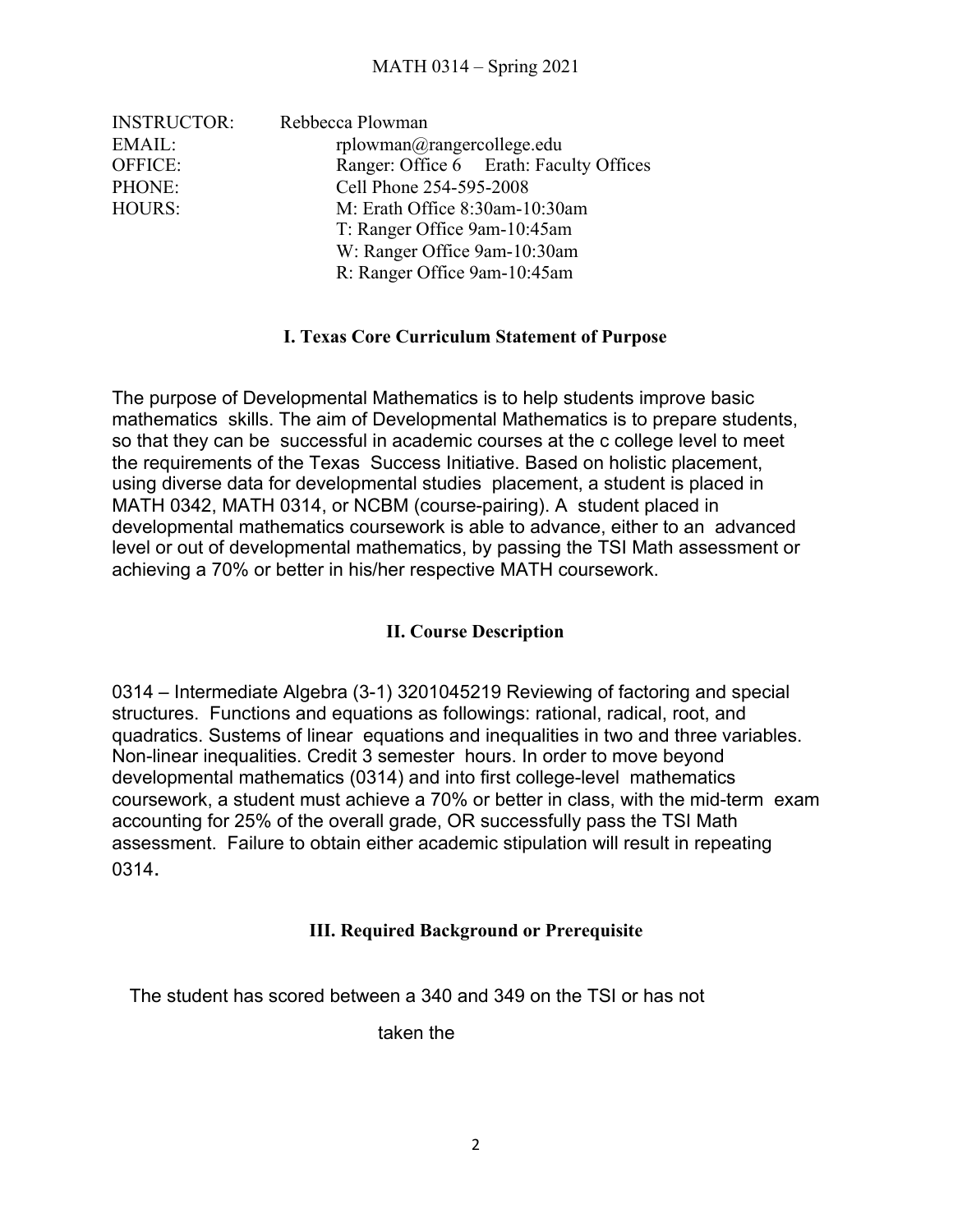MATH 0314 – Spring 2021

| | |
|---|---|
| INSTRUCTOR: | Rebbecca Plowman |
| EMAIL: | rplowman@rangercollege.edu |
| OFFICE: | Ranger: Office 6 Erath: Faculty Offices |
| PHONE: | Cell Phone 254-595-2008 |
| HOURS: | M: Erath Office 8:30am-10:30am |
| | T: Ranger Office 9am-10:45am |
| | W: Ranger Office 9am-10:30am |
| | R: Ranger Office 9am-10:45am |

## I. Texas Core Curriculum Statement of Purpose

The purpose of Developmental Mathematics is to help students improve basic mathematics skills. The aim of Developmental Mathematics is to prepare students, so that they can be successful in academic courses at the c college level to meet the requirements of the Texas Success Initiative. Based on holistic placement, using diverse data for developmental studies placement, a student is placed in MATH 0342, MATH 0314, or NCBM (course-pairing). A student placed in developmental mathematics coursework is able to advance, either to an advanced level or out of developmental mathematics, by passing the TSI Math assessment or achieving a 70% or better in his/her respective MATH coursework.

## II. Course Description

0314 – Intermediate Algebra (3-1) 3201045219 Reviewing of factoring and special structures. Functions and equations as followings: rational, radical, root, and quadratics. Sustems of linear equations and inequalities in two and three variables. Non-linear inequalities. Credit 3 semester hours. In order to move beyond developmental mathematics (0314) and into first college-level mathematics coursework, a student must achieve a 70% or better in class, with the mid-term exam accounting for 25% of the overall grade, OR successfully pass the TSI Math assessment. Failure to obtain either academic stipulation will result in repeating 0314.

## III. Required Background or Prerequisite

The student has scored between a 340 and 349 on the TSI or has not

taken the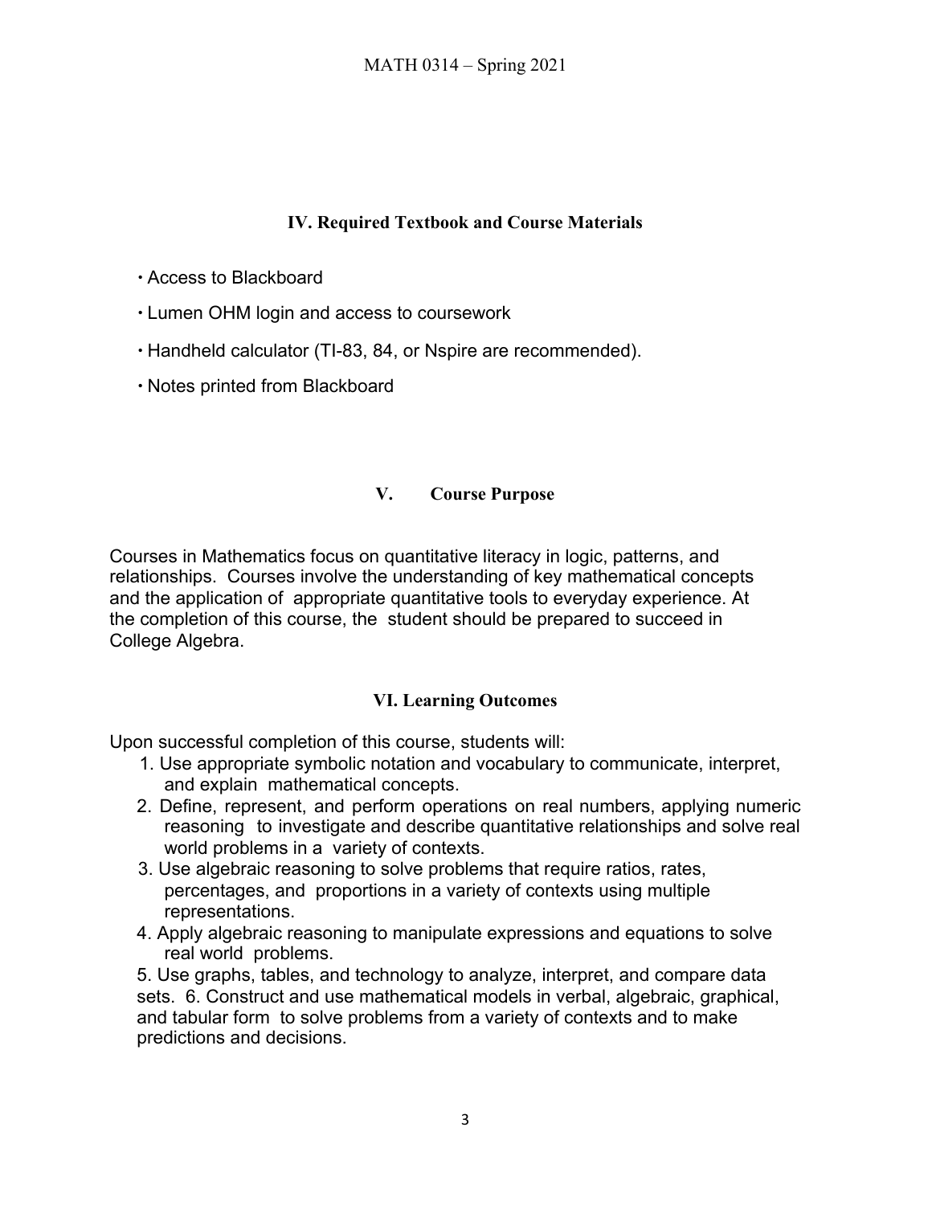## IV. Required Textbook and Course Materials

- Access to Blackboard
- Lumen OHM login and access to coursework
- Handheld calculator (TI-83, 84, or Nspire are recommended).
- Notes printed from Blackboard

## V. Course Purpose

Courses in Mathematics focus on quantitative literacy in logic, patterns, and relationships. Courses involve the understanding of key mathematical concepts and the application of appropriate quantitative tools to everyday experience. At the completion of this course, the student should be prepared to succeed in College Algebra.

## VI. Learning Outcomes

Upon successful completion of this course, students will:

1. Use appropriate symbolic notation and vocabulary to communicate, interpret, and explain mathematical concepts.
2. Define, represent, and perform operations on real numbers, applying numeric reasoning to investigate and describe quantitative relationships and solve real world problems in a variety of contexts.
3. Use algebraic reasoning to solve problems that require ratios, rates, percentages, and proportions in a variety of contexts using multiple representations.
4. Apply algebraic reasoning to manipulate expressions and equations to solve real world problems.
5. Use graphs, tables, and technology to analyze, interpret, and compare data sets.
6. Construct and use mathematical models in verbal, algebraic, graphical, and tabular form to solve problems from a variety of contexts and to make predictions and decisions.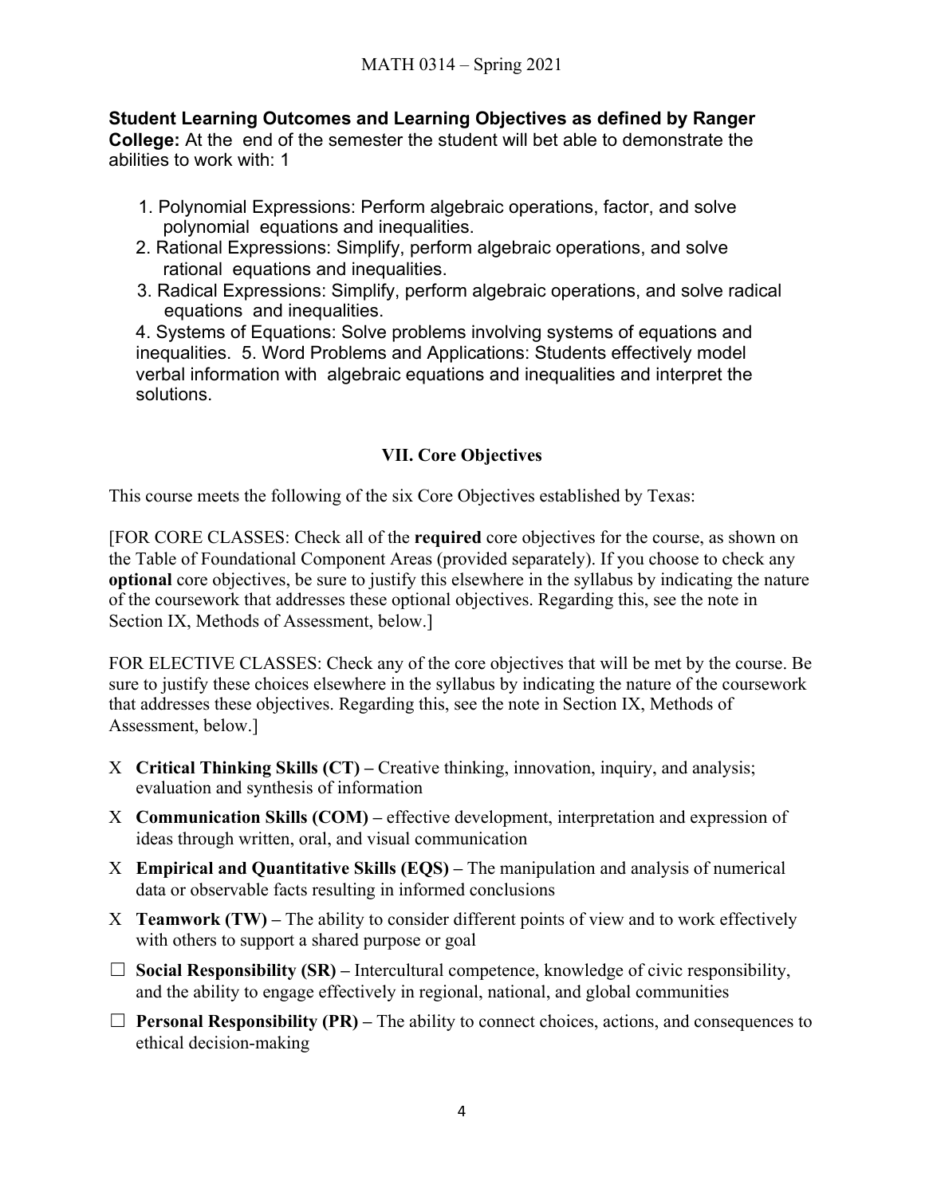**Student Learning Outcomes and Learning Objectives as defined by Ranger College:** At the end of the semester the student will bet able to demonstrate the abilities to work with: 1

1. Polynomial Expressions: Perform algebraic operations, factor, and solve polynomial equations and inequalities.
2. Rational Expressions: Simplify, perform algebraic operations, and solve rational equations and inequalities.
3. Radical Expressions: Simplify, perform algebraic operations, and solve radical equations and inequalities.
4. Systems of Equations: Solve problems involving systems of equations and inequalities.
5. Word Problems and Applications: Students effectively model verbal information with algebraic equations and inequalities and interpret the solutions.

## VII. Core Objectives

This course meets the following of the six Core Objectives established by Texas:

[FOR CORE CLASSES: Check all of the **required** core objectives for the course, as shown on the Table of Foundational Component Areas (provided separately). If you choose to check any **optional** core objectives, be sure to justify this elsewhere in the syllabus by indicating the nature of the coursework that addresses these optional objectives. Regarding this, see the note in Section IX, Methods of Assessment, below.]

FOR ELECTIVE CLASSES: Check any of the core objectives that will be met by the course. Be sure to justify these choices elsewhere in the syllabus by indicating the nature of the coursework that addresses these objectives. Regarding this, see the note in Section IX, Methods of Assessment, below.]

- X **Critical Thinking Skills (CT) –** Creative thinking, innovation, inquiry, and analysis; evaluation and synthesis of information
- X **Communication Skills (COM) –** effective development, interpretation and expression of ideas through written, oral, and visual communication
- X **Empirical and Quantitative Skills (EQS) –** The manipulation and analysis of numerical data or observable facts resulting in informed conclusions
- X **Teamwork (TW) –** The ability to consider different points of view and to work effectively with others to support a shared purpose or goal
- ☐ **Social Responsibility (SR) –** Intercultural competence, knowledge of civic responsibility, and the ability to engage effectively in regional, national, and global communities
- ☐ **Personal Responsibility (PR) –** The ability to connect choices, actions, and consequences to ethical decision-making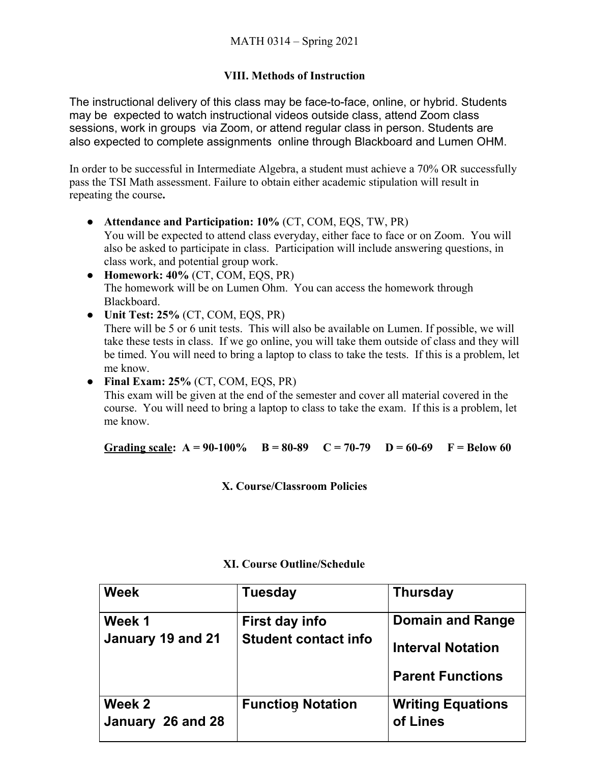## VIII. Methods of Instruction

The instructional delivery of this class may be face-to-face, online, or hybrid. Students may be expected to watch instructional videos outside class, attend Zoom class sessions, work in groups via Zoom, or attend regular class in person. Students are also expected to complete assignments online through Blackboard and Lumen OHM.

In order to be successful in Intermediate Algebra, a student must achieve a 70% OR successfully pass the TSI Math assessment. Failure to obtain either academic stipulation will result in repeating the course**.**

- **Attendance and Participation: 10%** (CT, COM, EQS, TW, PR)
  You will be expected to attend class everyday, either face to face or on Zoom. You will also be asked to participate in class. Participation will include answering questions, in class work, and potential group work.
- **Homework: 40%** (CT, COM, EQS, PR)
  The homework will be on Lumen Ohm. You can access the homework through Blackboard.
- **Unit Test: 25%** (CT, COM, EQS, PR)
  There will be 5 or 6 unit tests. This will also be available on Lumen. If possible, we will take these tests in class. If we go online, you will take them outside of class and they will be timed. You will need to bring a laptop to class to take the tests. If this is a problem, let me know.
- **Final Exam: 25%** (CT, COM, EQS, PR)
  This exam will be given at the end of the semester and cover all material covered in the course. You will need to bring a laptop to class to take the exam. If this is a problem, let me know.

**Grading scale: A = 90-100% B = 80-89 C = 70-79 D = 60-69 F = Below 60**

## X. Course/Classroom Policies

## XI. Course Outline/Schedule

| **Week** | **Tuesday** | **Thursday** |
| --- | --- | --- |
| **Week 1**<br>**January 19 and 21** | **First day info**<br>**Student contact info** | **Domain and Range**<br>**Interval Notation**<br>**Parent Functions** |
| **Week 2**<br>**January 26 and 28** | **Function Notation** | **Writing Equations of Lines** |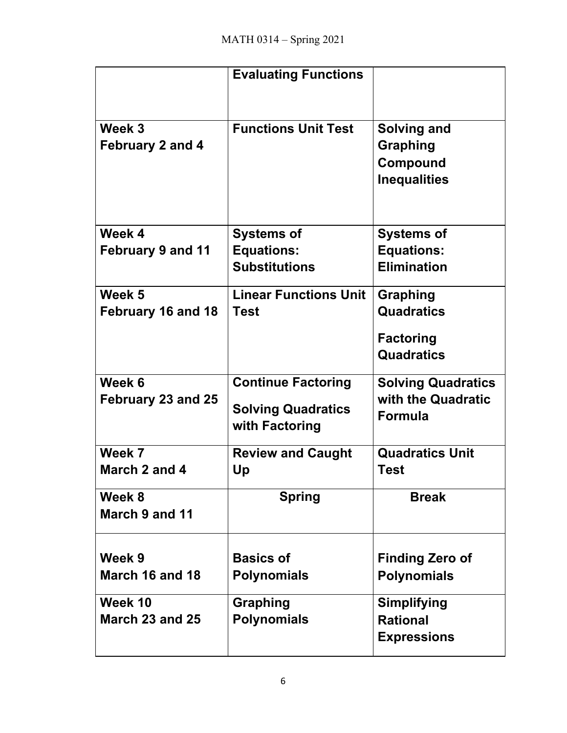| | | |
|---|---|---|
| | **Evaluating Functions** | |
| **Week 3**<br>**February 2 and 4** | **Functions Unit Test** | **Solving and Graphing Compound Inequalities** |
| **Week 4**<br>**February 9 and 11** | **Systems of Equations: Substitutions** | **Systems of Equations: Elimination** |
| **Week 5**<br>**February 16 and 18** | **Linear Functions Unit Test** | **Graphing Quadratics**<br>**Factoring Quadratics** |
| **Week 6**<br>**February 23 and 25** | **Continue Factoring**<br>**Solving Quadratics with Factoring** | **Solving Quadratics with the Quadratic Formula** |
| **Week 7**<br>**March 2 and 4** | **Review and Caught Up** | **Quadratics Unit Test** |
| **Week 8**<br>**March 9 and 11** | **Spring** | **Break** |
| **Week 9**<br>**March 16 and 18** | **Basics of Polynomials** | **Finding Zero of Polynomials** |
| **Week 10**<br>**March 23 and 25** | **Graphing Polynomials** | **Simplifying Rational Expressions** |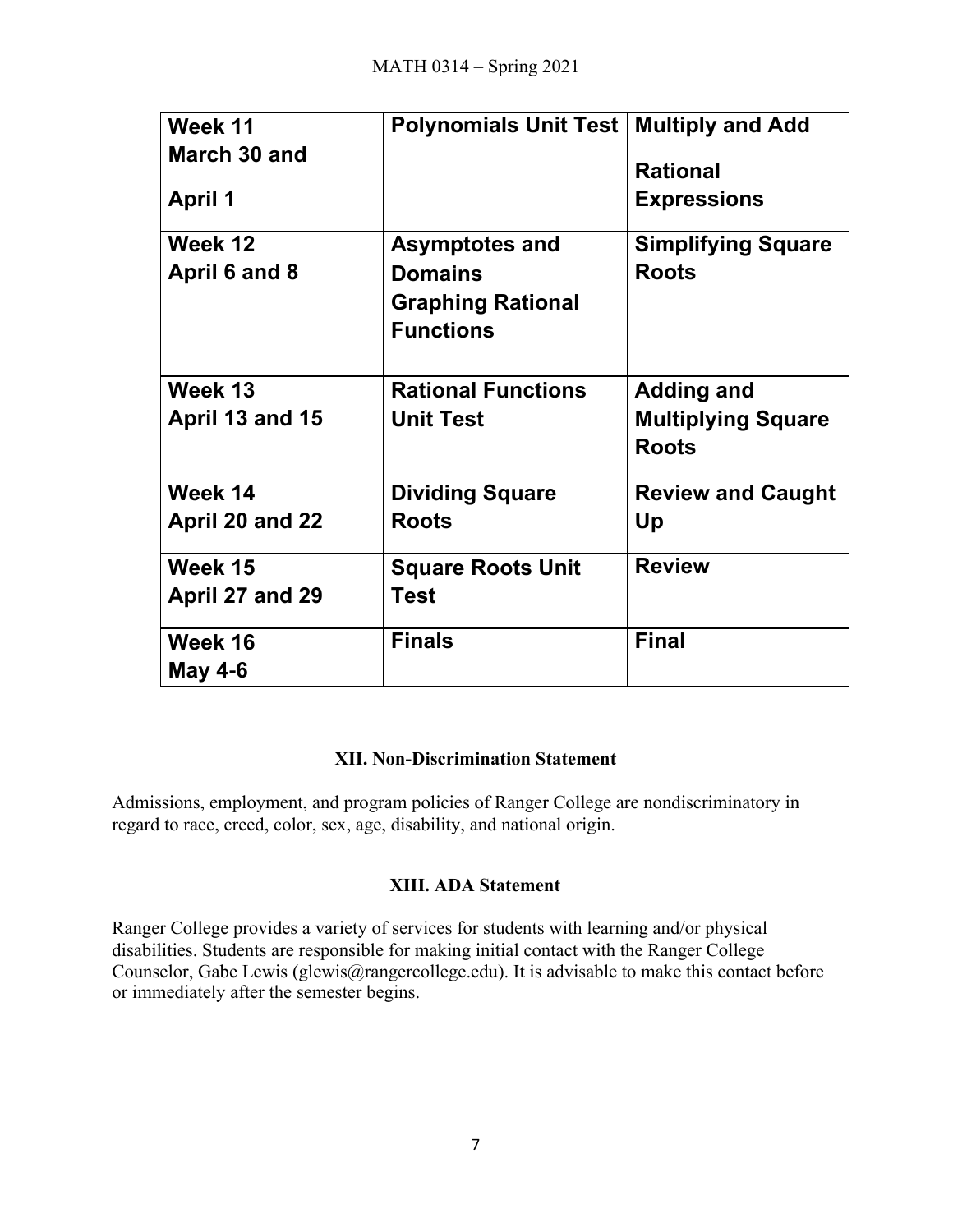| | | |
|---|---|---|
| **Week 11 March 30 and April 1** | **Polynomials Unit Test** | **Multiply and Add Rational Expressions** |
| **Week 12 April 6 and 8** | **Asymptotes and Domains Graphing Rational Functions** | **Simplifying Square Roots** |
| **Week 13 April 13 and 15** | **Rational Functions Unit Test** | **Adding and Multiplying Square Roots** |
| **Week 14 April 20 and 22** | **Dividing Square Roots** | **Review and Caught Up** |
| **Week 15 April 27 and 29** | **Square Roots Unit Test** | **Review** |
| **Week 16 May 4-6** | **Finals** | **Final** |

### XII. Non-Discrimination Statement

Admissions, employment, and program policies of Ranger College are nondiscriminatory in regard to race, creed, color, sex, age, disability, and national origin.

### XIII. ADA Statement

Ranger College provides a variety of services for students with learning and/or physical disabilities. Students are responsible for making initial contact with the Ranger College Counselor, Gabe Lewis (glewis@rangercollege.edu). It is advisable to make this contact before or immediately after the semester begins.